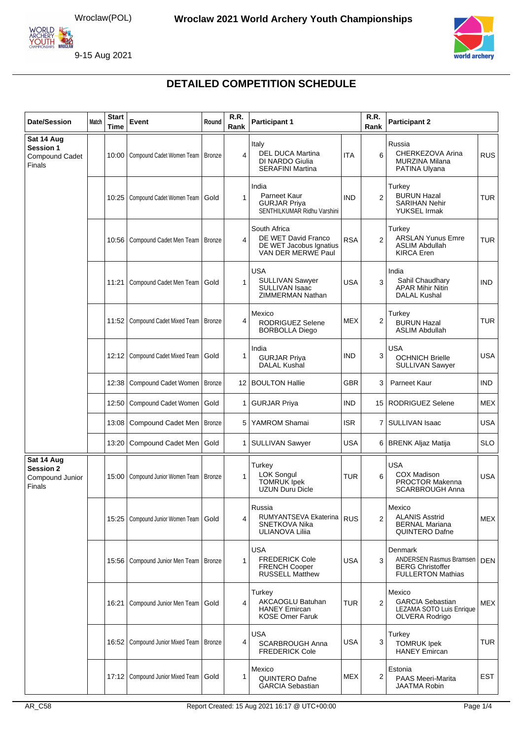Wroclaw(POL) **Wroclaw 2021 World Archery Youth Championships**

9-15 Aug 2021

## DETAILED COMPETITION SCHEDULE

| Date/Session | Match | Start Time | Event | Round | R.R. Rank | Participant 1 | | R.R. Rank | Participant 2 | |
|---|---|---|---|---|---|---|---|---|---|---|
| **Sat 14 Aug Session 1** Compound Cadet Finals | | 10:00 | Compound Cadet Women Team | Bronze | 4 | Italy<br>DEL DUCA Martina<br>DI NARDO Giulia<br>SERAFINI Martina | ITA | 6 | Russia<br>CHERKEZOVA Arina<br>MURZINA Milana<br>PATINA Ulyana | RUS |
| | | 10:25 | Compound Cadet Women Team | Gold | 1 | India<br>Parneet Kaur<br>GURJAR Priya<br>SENTHILKUMAR Ridhu Varshini | IND | 2 | Turkey<br>BURUN Hazal<br>SARIHAN Nehir<br>YUKSEL Irmak | TUR |
| | | 10:56 | Compound Cadet Men Team | Bronze | 4 | South Africa<br>DE WET David Franco<br>DE WET Jacobus Ignatius<br>VAN DER MERWE Paul | RSA | 2 | Turkey<br>ARSLAN Yunus Emre<br>ASLIM Abdullah<br>KIRCA Eren | TUR |
| | | 11:21 | Compound Cadet Men Team | Gold | 1 | USA<br>SULLIVAN Sawyer<br>SULLIVAN Isaac<br>ZIMMERMAN Nathan | USA | 3 | India<br>Sahil Chaudhary<br>APAR Mihir Nitin<br>DALAL Kushal | IND |
| | | 11:52 | Compound Cadet Mixed Team | Bronze | 4 | Mexico<br>RODRIGUEZ Selene<br>BORBOLLA Diego | MEX | 2 | Turkey<br>BURUN Hazal<br>ASLIM Abdullah | TUR |
| | | 12:12 | Compound Cadet Mixed Team | Gold | 1 | India<br>GURJAR Priya<br>DALAL Kushal | IND | 3 | USA<br>OCHNICH Brielle<br>SULLIVAN Sawyer | USA |
| | | 12:38 | Compound Cadet Women | Bronze | 12 | BOULTON Hallie | GBR | 3 | Parneet Kaur | IND |
| | | 12:50 | Compound Cadet Women | Gold | 1 | GURJAR Priya | IND | 15 | RODRIGUEZ Selene | MEX |
| | | 13:08 | Compound Cadet Men | Bronze | 5 | YAMROM Shamai | ISR | 7 | SULLIVAN Isaac | USA |
| | | 13:20 | Compound Cadet Men | Gold | 1 | SULLIVAN Sawyer | USA | 6 | BRENK Aljaz Matija | SLO |
| **Sat 14 Aug Session 2** Compound Junior Finals | | 15:00 | Compound Junior Women Team | Bronze | 1 | Turkey<br>LOK Songul<br>TOMRUK Ipek<br>UZUN Duru Dicle | TUR | 6 | USA<br>COX Madison<br>PROCTOR Makenna<br>SCARBROUGH Anna | USA |
| | | 15:25 | Compound Junior Women Team | Gold | 4 | Russia<br>RUMYANTSEVA Ekaterina<br>SNETKOVA Nika<br>ULIANOVA Liliia | RUS | 2 | Mexico<br>ALANIS Asstrid<br>BERNAL Mariana<br>QUINTERO Dafne | MEX |
| | | 15:56 | Compound Junior Men Team | Bronze | 1 | USA<br>FREDERICK Cole<br>FRENCH Cooper<br>RUSSELL Matthew | USA | 3 | Denmark<br>ANDERSEN Rasmus Bramsen<br>BERG Christoffer<br>FULLERTON Mathias | DEN |
| | | 16:21 | Compound Junior Men Team | Gold | 4 | Turkey<br>AKCAOGLU Batuhan<br>HANEY Emircan<br>KOSE Omer Faruk | TUR | 2 | Mexico<br>GARCIA Sebastian<br>LEZAMA SOTO Luis Enrique<br>OLVERA Rodrigo | MEX |
| | | 16:52 | Compound Junior Mixed Team | Bronze | 4 | USA<br>SCARBROUGH Anna<br>FREDERICK Cole | USA | 3 | Turkey<br>TOMRUK Ipek<br>HANEY Emircan | TUR |
| | | 17:12 | Compound Junior Mixed Team | Gold | 1 | Mexico<br>QUINTERO Dafne<br>GARCIA Sebastian | MEX | 2 | Estonia<br>PAAS Meeri-Marita<br>JAATMA Robin | EST |

AR_C58 Report Created: 15 Aug 2021 16:17 @ UTC+00:00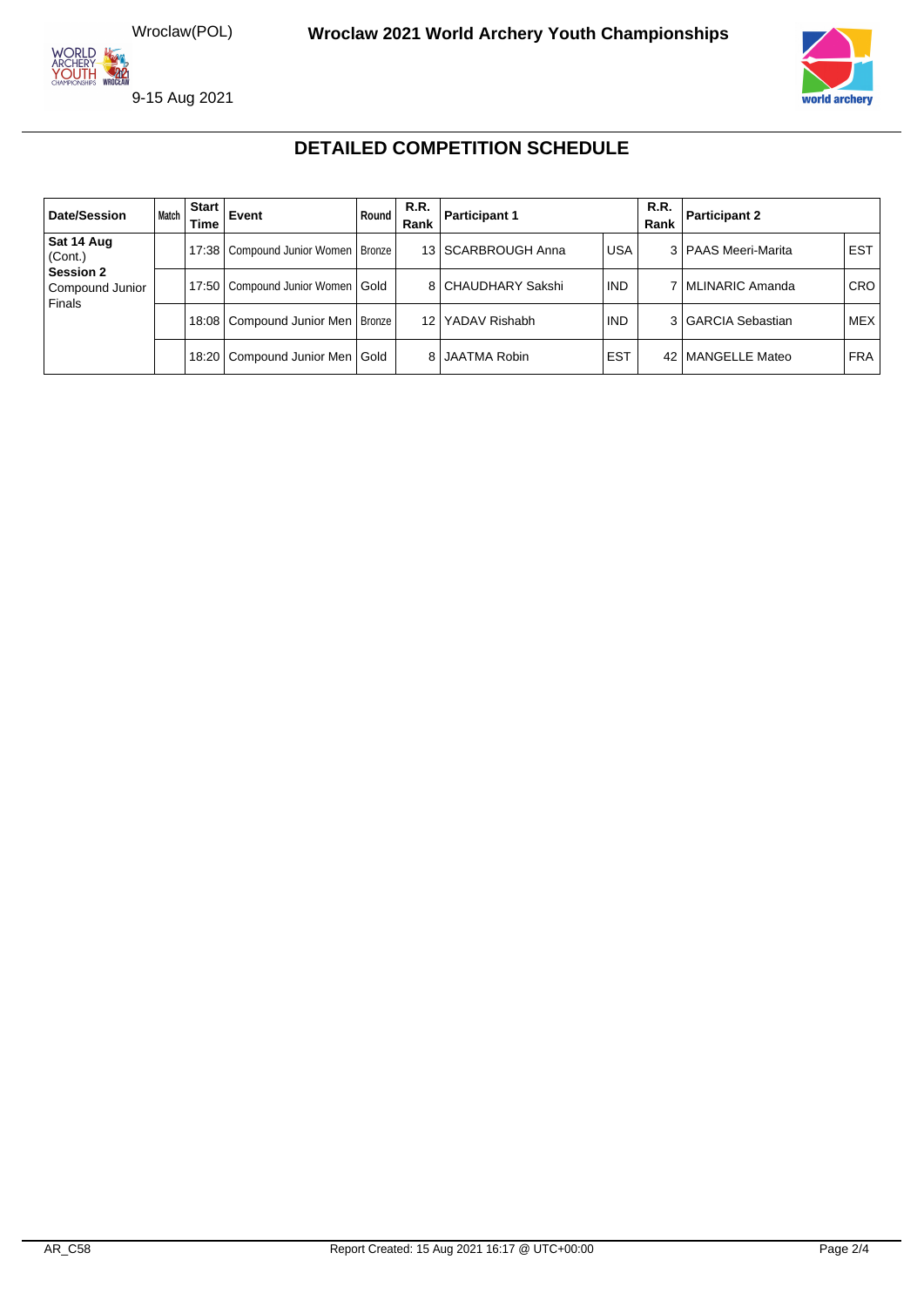## DETAILED COMPETITION SCHEDULE

| Date/Session | Match | Start Time | Event | Round | R.R. Rank | Participant 1 | | R.R. Rank | Participant 2 | |
|---|---|---|---|---|---|---|---|---|---|---|
| **Sat 14 Aug** (Cont.) | | 17:38 | Compound Junior Women | Bronze | 13 | SCARBROUGH Anna | USA | 3 | PAAS Meeri-Marita | EST |
| **Session 2** Compound Junior Finals | | 17:50 | Compound Junior Women | Gold | 8 | CHAUDHARY Sakshi | IND | 7 | MLINARIC Amanda | CRO |
| | | 18:08 | Compound Junior Men | Bronze | 12 | YADAV Rishabh | IND | 3 | GARCIA Sebastian | MEX |
| | | 18:20 | Compound Junior Men | Gold | 8 | JAATMA Robin | EST | 42 | MANGELLE Mateo | FRA |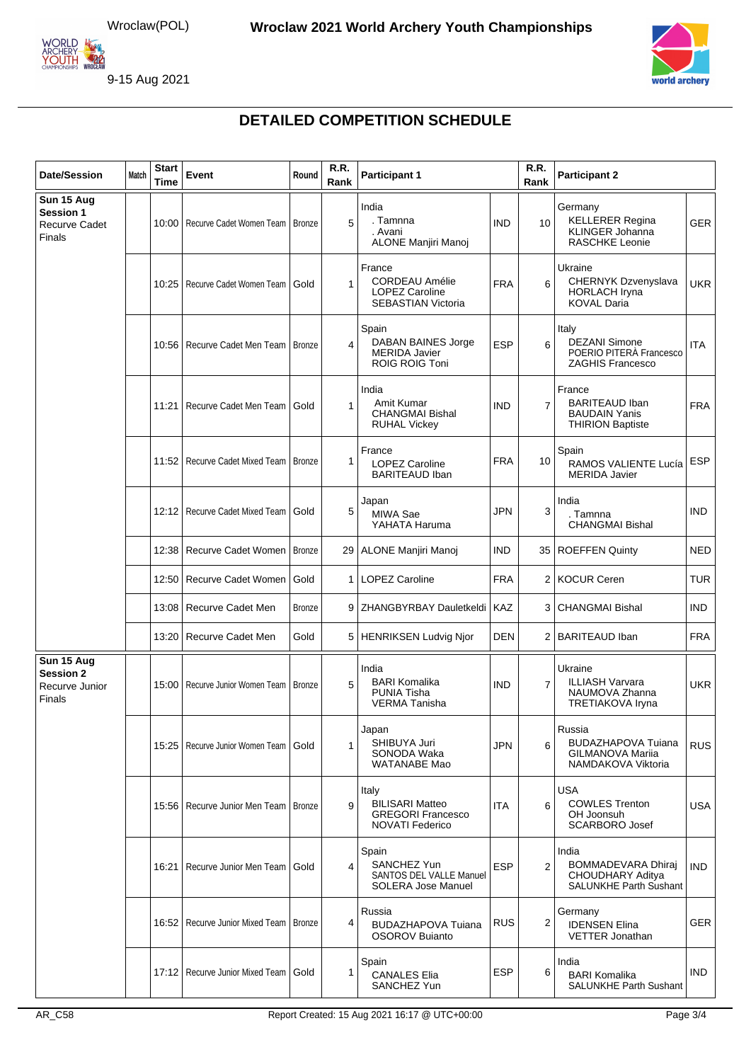Wroclaw(POL) | **Wroclaw 2021 World Archery Youth Championships**

9-15 Aug 2021

## DETAILED COMPETITION SCHEDULE

| Date/Session | Match | Start Time | Event | Round | R.R. Rank | Participant 1 | | R.R. Rank | Participant 2 | |
|---|---|---|---|---|---|---|---|---|---|---|
| **Sun 15 Aug Session 1** Recurve Cadet Finals | | 10:00 | Recurve Cadet Women Team | Bronze | 5 | India<br>. Tamnna<br>. Avani<br>ALONE Manjiri Manoj | IND | 10 | Germany<br>KELLERER Regina<br>KLINGER Johanna<br>RASCHKE Leonie | GER |
| | | 10:25 | Recurve Cadet Women Team | Gold | 1 | France<br>CORDEAU Amélie<br>LOPEZ Caroline<br>SEBASTIAN Victoria | FRA | 6 | Ukraine<br>CHERNYK Dzvenyslava<br>HORLACH Iryna<br>KOVAL Daria | UKR |
| | | 10:56 | Recurve Cadet Men Team | Bronze | 4 | Spain<br>DABAN BAINES Jorge<br>MERIDA Javier<br>ROIG ROIG Toni | ESP | 6 | Italy<br>DEZANI Simone<br>POERIO PITERÀ Francesco<br>ZAGHIS Francesco | ITA |
| | | 11:21 | Recurve Cadet Men Team | Gold | 1 | India<br>Amit Kumar<br>CHANGMAI Bishal<br>RUHAL Vickey | IND | 7 | France<br>BARITEAUD Iban<br>BAUDAIN Yanis<br>THIRION Baptiste | FRA |
| | | 11:52 | Recurve Cadet Mixed Team | Bronze | 1 | France<br>LOPEZ Caroline<br>BARITEAUD Iban | FRA | 10 | Spain<br>RAMOS VALIENTE Lucía<br>MERIDA Javier | ESP |
| | | 12:12 | Recurve Cadet Mixed Team | Gold | 5 | Japan<br>MIWA Sae<br>YAHATA Haruma | JPN | 3 | India<br>. Tamnna<br>CHANGMAI Bishal | IND |
| | | 12:38 | Recurve Cadet Women | Bronze | 29 | ALONE Manjiri Manoj | IND | 35 | ROEFFEN Quinty | NED |
| | | 12:50 | Recurve Cadet Women | Gold | 1 | LOPEZ Caroline | FRA | 2 | KOCUR Ceren | TUR |
| | | 13:08 | Recurve Cadet Men | Bronze | 9 | ZHANGBYRBAY Dauletkeldi | KAZ | 3 | CHANGMAI Bishal | IND |
| | | 13:20 | Recurve Cadet Men | Gold | 5 | HENRIKSEN Ludvig Njor | DEN | 2 | BARITEAUD Iban | FRA |
| **Sun 15 Aug Session 2** Recurve Junior Finals | | 15:00 | Recurve Junior Women Team | Bronze | 5 | India<br>BARI Komalika<br>PUNIA Tisha<br>VERMA Tanisha | IND | 7 | Ukraine<br>ILLIASH Varvara<br>NAUMOVA Zhanna<br>TRETIAKOVA Iryna | UKR |
| | | 15:25 | Recurve Junior Women Team | Gold | 1 | Japan<br>SHIBUYA Juri<br>SONODA Waka<br>WATANABE Mao | JPN | 6 | Russia<br>BUDAZHAPOVA Tuiana<br>GILMANOVA Mariia<br>NAMDAKOVA Viktoria | RUS |
| | | 15:56 | Recurve Junior Men Team | Bronze | 9 | Italy<br>BILISARI Matteo<br>GREGORI Francesco<br>NOVATI Federico | ITA | 6 | USA<br>COWLES Trenton<br>OH Joonsuh<br>SCARBORO Josef | USA |
| | | 16:21 | Recurve Junior Men Team | Gold | 4 | Spain<br>SANCHEZ Yun<br>SANTOS DEL VALLE Manuel<br>SOLERA Jose Manuel | ESP | 2 | India<br>BOMMADEVARA Dhiraj<br>CHOUDHARY Aditya<br>SALUNKHE Parth Sushant | IND |
| | | 16:52 | Recurve Junior Mixed Team | Bronze | 4 | Russia<br>BUDAZHAPOVA Tuiana<br>OSOROV Buianto | RUS | 2 | Germany<br>IDENSEN Elina<br>VETTER Jonathan | GER |
| | | 17:12 | Recurve Junior Mixed Team | Gold | 1 | Spain<br>CANALES Elia<br>SANCHEZ Yun | ESP | 6 | India<br>BARI Komalika<br>SALUNKHE Parth Sushant | IND |

AR_C58 | Report Created: 15 Aug 2021 16:17 @ UTC+00:00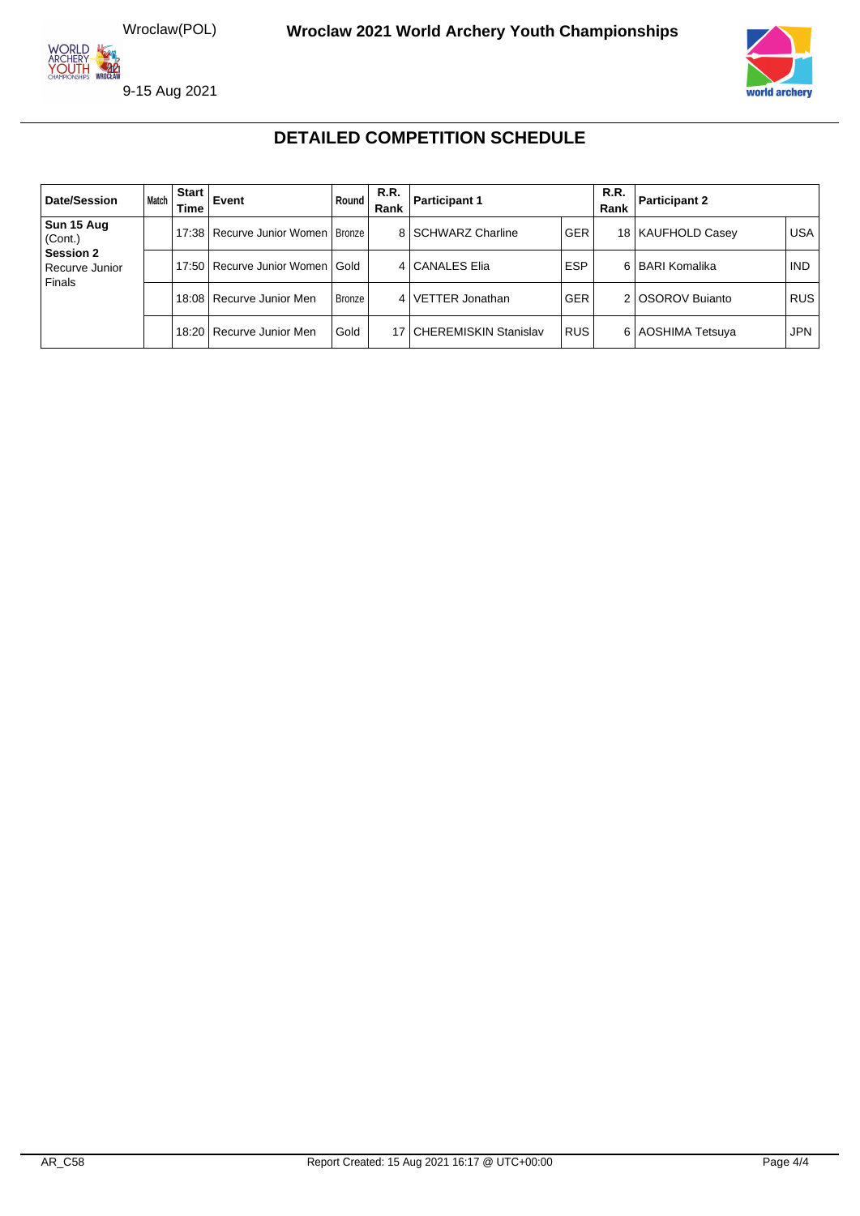## DETAILED COMPETITION SCHEDULE

| Date/Session | Match | Start Time | Event | Round | R.R. Rank | Participant 1 | | R.R. Rank | Participant 2 | |
|---|---|---|---|---|---|---|---|---|---|---|
| **Sun 15 Aug** (Cont.) | | 17:38 | Recurve Junior Women | Bronze | 8 | SCHWARZ Charline | GER | 18 | KAUFHOLD Casey | USA |
| **Session 2** Recurve Junior Finals | | 17:50 | Recurve Junior Women | Gold | 4 | CANALES Elia | ESP | 6 | BARI Komalika | IND |
| | | 18:08 | Recurve Junior Men | Bronze | 4 | VETTER Jonathan | GER | 2 | OSOROV Buianto | RUS |
| | | 18:20 | Recurve Junior Men | Gold | 17 | CHEREMISKIN Stanislav | RUS | 6 | AOSHIMA Tetsuya | JPN |